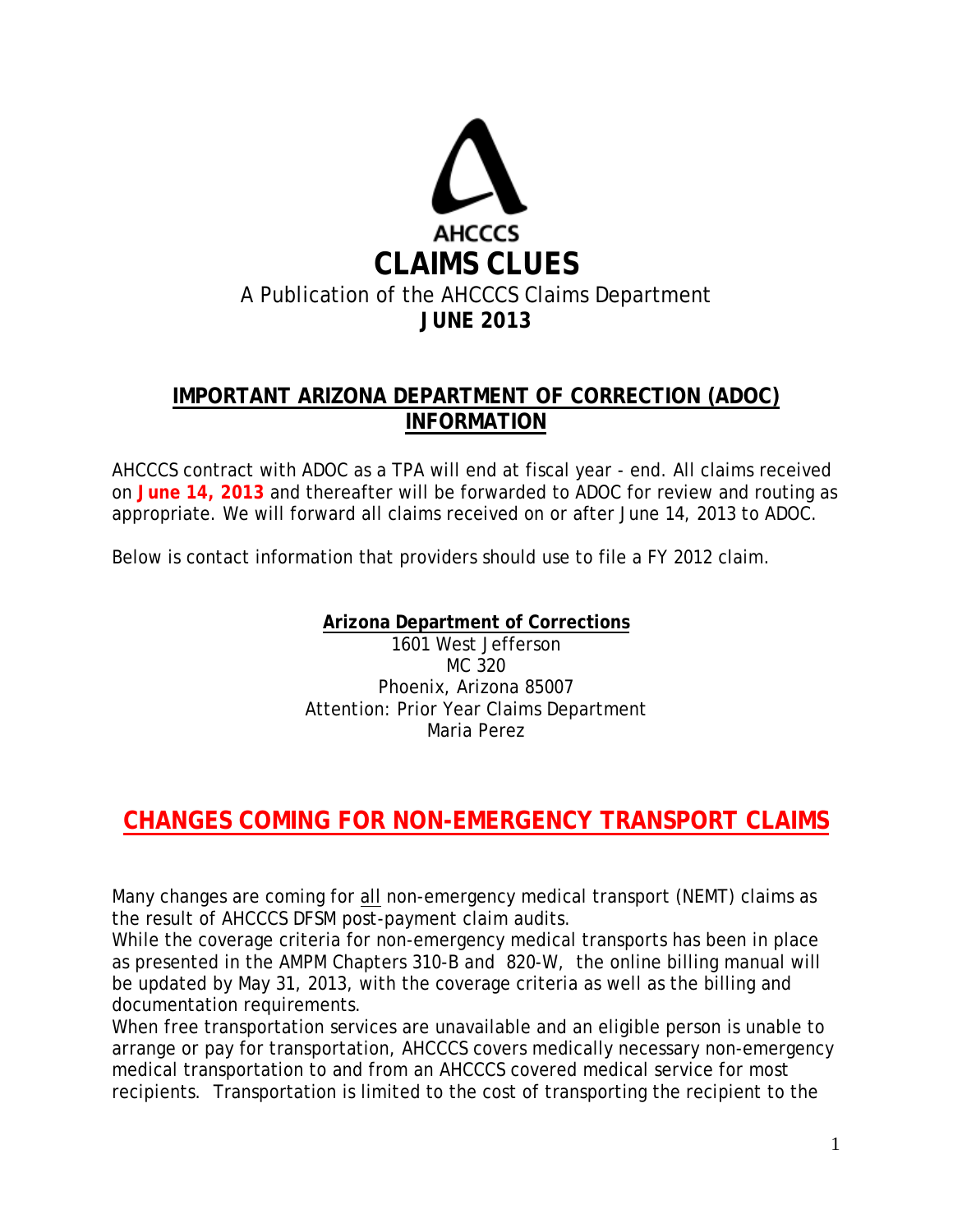AHCCCS

# CLAIMS CLUES

A Publication of the AHCCCS Claims Department

**JUNE 2013**

## IMPORTANT ARIZONA DEPARTMENT OF CORRECTION (ADOC) INFORMATION

AHCCCS contract with ADOC as a TPA will end at fiscal year - end. All claims received on **June 14, 2013** and thereafter will be forwarded to ADOC for review and routing as appropriate. We will forward all claims received on or after June 14, 2013 to ADOC.

Below is contact information that providers should use to file a FY 2012 claim.

**Arizona Department of Corrections**
1601 West Jefferson
MC 320
Phoenix, Arizona 85007
Attention: Prior Year Claims Department
Maria Perez

## CHANGES COMING FOR NON-EMERGENCY TRANSPORT CLAIMS

Many changes are coming for all non-emergency medical transport (NEMT) claims as the result of AHCCCS DFSM post-payment claim audits.

While the coverage criteria for non-emergency medical transports has been in place as presented in the AMPM Chapters 310-B and 820-W, the online billing manual will be updated by May 31, 2013, with the coverage criteria as well as the billing and documentation requirements.

When free transportation services are unavailable and an eligible person is unable to arrange or pay for transportation, AHCCCS covers medically necessary non-emergency medical transportation to and from an AHCCCS covered medical service for most recipients. Transportation is limited to the cost of transporting the recipient to the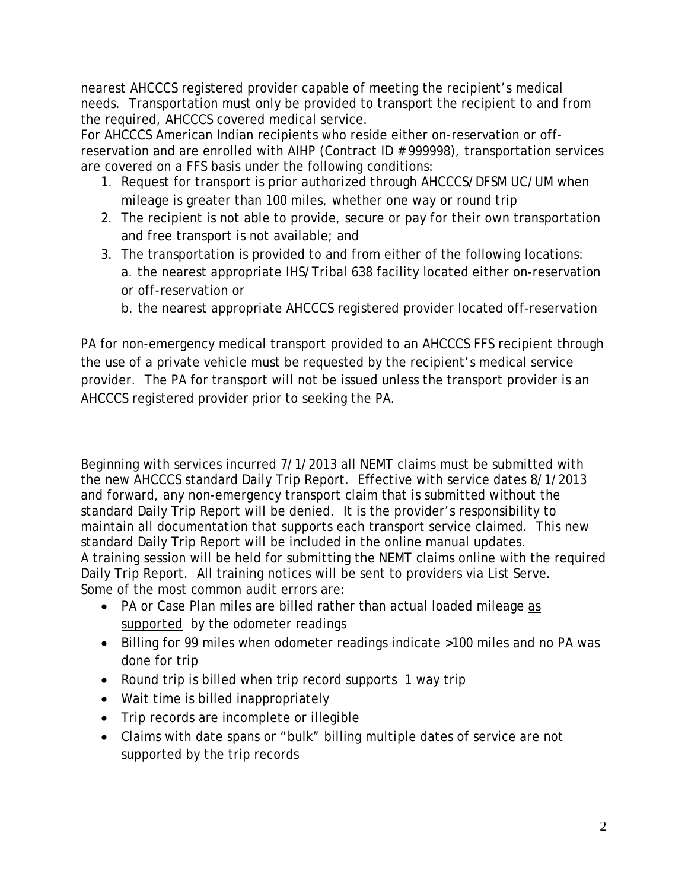nearest AHCCCS registered provider capable of meeting the recipient's medical needs. Transportation must only be provided to transport the recipient to and from the required, AHCCCS covered medical service.
For AHCCCS American Indian recipients who reside either on-reservation or off-reservation and are enrolled with AIHP (Contract ID # 999998), transportation services are covered on a FFS basis under the following conditions:

1. Request for transport is prior authorized through AHCCCS/DFSM UC/UM when mileage is greater than 100 miles, whether one way or round trip
2. The recipient is not able to provide, secure or pay for their own transportation and free transport is not available; and
3. The transportation is provided to and from either of the following locations:
   a. the nearest appropriate IHS/Tribal 638 facility located either on-reservation or off-reservation or
   b. the nearest appropriate AHCCCS registered provider located off-reservation

PA for non-emergency medical transport provided to an AHCCCS FFS recipient through the use of a private vehicle must be requested by the recipient's medical service provider. The PA for transport will not be issued unless the transport provider is an AHCCCS registered provider <u>prior</u> to seeking the PA.

Beginning with services incurred 7/1/2013 all NEMT claims must be submitted with the new AHCCCS standard Daily Trip Report. Effective with service dates 8/1/2013 and forward, any non-emergency transport claim that is submitted without the standard Daily Trip Report will be denied. It is the provider's responsibility to maintain all documentation that supports each transport service claimed. This new standard Daily Trip Report will be included in the online manual updates.
A training session will be held for submitting the NEMT claims online with the required Daily Trip Report. All training notices will be sent to providers via List Serve.
Some of the most common audit errors are:

- PA or Case Plan miles are billed rather than actual loaded mileage <u>as supported</u> by the odometer readings
- Billing for 99 miles when odometer readings indicate >100 miles and no PA was done for trip
- Round trip is billed when trip record supports 1 way trip
- Wait time is billed inappropriately
- Trip records are incomplete or illegible
- Claims with date spans or "bulk" billing multiple dates of service are not supported by the trip records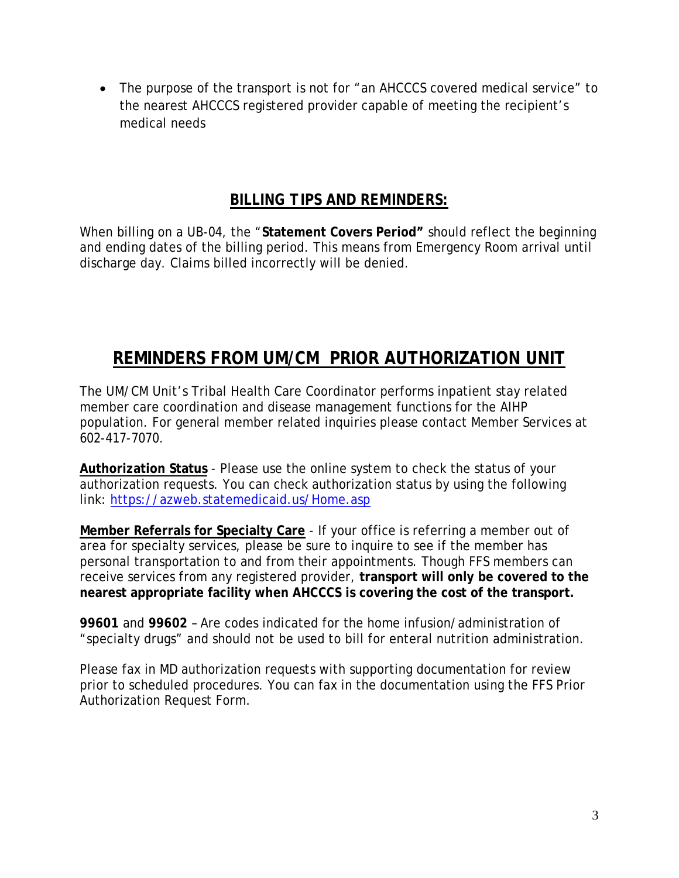- The purpose of the transport is not for "an AHCCCS covered medical service" to the nearest AHCCCS registered provider capable of meeting the recipient's medical needs

## BILLING TIPS AND REMINDERS:

When billing on a UB-04, the "**Statement Covers Period"** should reflect the beginning and ending dates of the billing period. This means from Emergency Room arrival until discharge day. Claims billed incorrectly will be denied.

# REMINDERS FROM UM/CM PRIOR AUTHORIZATION UNIT

The UM/CM Unit's Tribal Health Care Coordinator performs inpatient stay related member care coordination and disease management functions for the AIHP population. For general member related inquiries please contact Member Services at 602-417-7070.

**Authorization Status** - Please use the online system to check the status of your authorization requests. You can check authorization status by using the following link: https://azweb.statemedicaid.us/Home.asp

**Member Referrals for Specialty Care** - If your office is referring a member out of area for specialty services, please be sure to inquire to see if the member has personal transportation to and from their appointments. Though FFS members can receive services from any registered provider, **transport will only be covered to the nearest appropriate facility when AHCCCS is covering the cost of the transport.**

**99601** and **99602** – Are codes indicated for the home infusion/administration of "specialty drugs" and should not be used to bill for enteral nutrition administration.

Please fax in MD authorization requests with supporting documentation for review prior to scheduled procedures. You can fax in the documentation using the FFS Prior Authorization Request Form.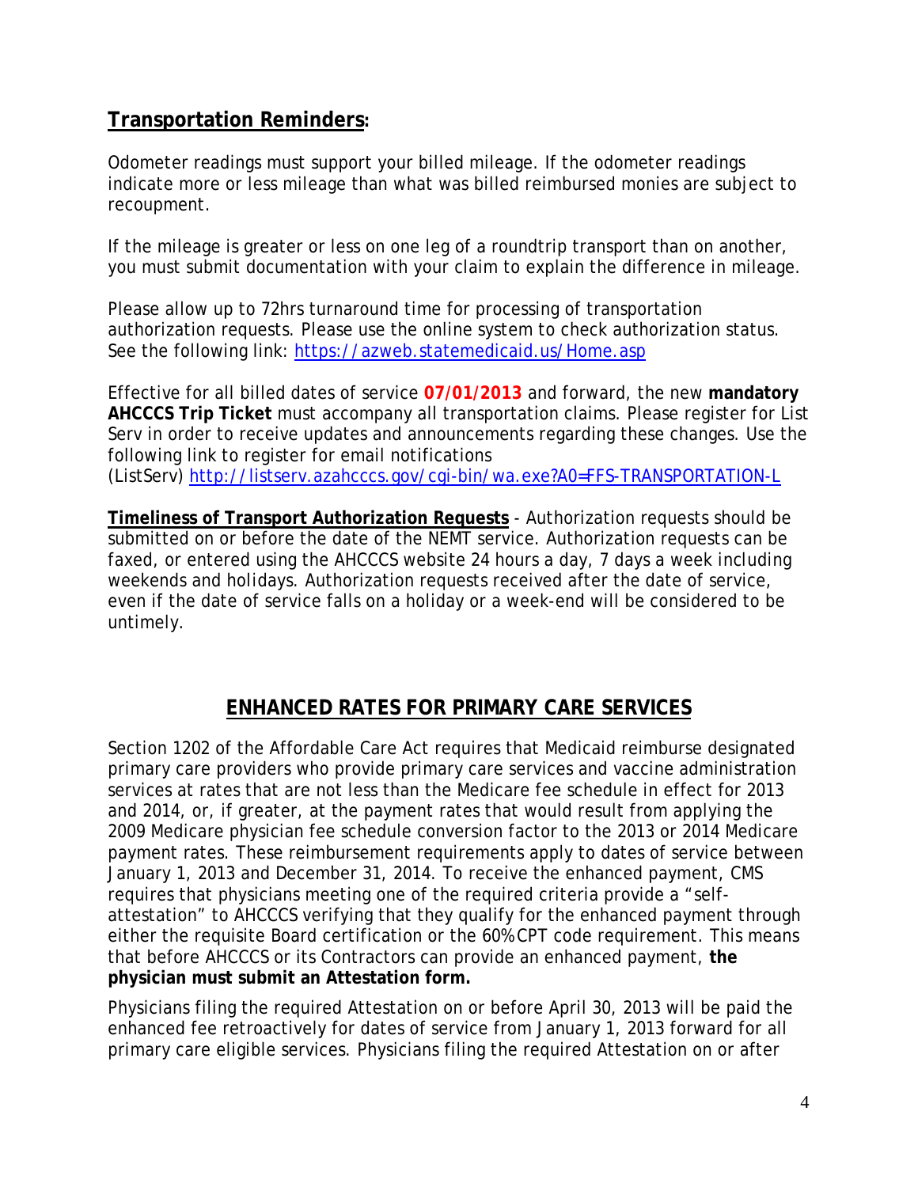## **Transportation Reminders**:

Odometer readings must support your billed mileage. If the odometer readings indicate more or less mileage than what was billed reimbursed monies are subject to recoupment.

If the mileage is greater or less on one leg of a roundtrip transport than on another, you must submit documentation with your claim to explain the difference in mileage.

Please allow up to 72hrs turnaround time for processing of transportation authorization requests. Please use the online system to check authorization status. See the following link: [https://azweb.statemedicaid.us/Home.asp](https://azweb.statemedicaid.us/Home.asp)

Effective for all billed dates of service **07/01/2013** and forward, the new **mandatory AHCCCS Trip Ticket** must accompany all transportation claims. Please register for List Serv in order to receive updates and announcements regarding these changes. Use the following link to register for email notifications (ListServ) [http://listserv.azahcccs.gov/cgi-bin/wa.exe?A0=FFS-TRANSPORTATION-L](http://listserv.azahcccs.gov/cgi-bin/wa.exe?A0=FFS-TRANSPORTATION-L)

**Timeliness of Transport Authorization Requests** - Authorization requests should be submitted on or before the date of the NEMT service. Authorization requests can be faxed, or entered using the AHCCCS website 24 hours a day, 7 days a week including weekends and holidays. Authorization requests received after the date of service, even if the date of service falls on a holiday or a week-end will be considered to be untimely.

## **ENHANCED RATES FOR PRIMARY CARE SERVICES**

Section 1202 of the Affordable Care Act requires that Medicaid reimburse designated primary care providers who provide primary care services and vaccine administration services at rates that are not less than the Medicare fee schedule in effect for 2013 and 2014, or, if greater, at the payment rates that would result from applying the 2009 Medicare physician fee schedule conversion factor to the 2013 or 2014 Medicare payment rates. These reimbursement requirements apply to dates of service between January 1, 2013 and December 31, 2014. To receive the enhanced payment, CMS requires that physicians meeting one of the required criteria provide a "self-attestation" to AHCCCS verifying that they qualify for the enhanced payment through either the requisite Board certification or the 60% CPT code requirement. This means that before AHCCCS or its Contractors can provide an enhanced payment, **the physician must submit an Attestation form.**

Physicians filing the required Attestation on or before April 30, 2013 will be paid the enhanced fee retroactively for dates of service from January 1, 2013 forward for all primary care eligible services. Physicians filing the required Attestation on or after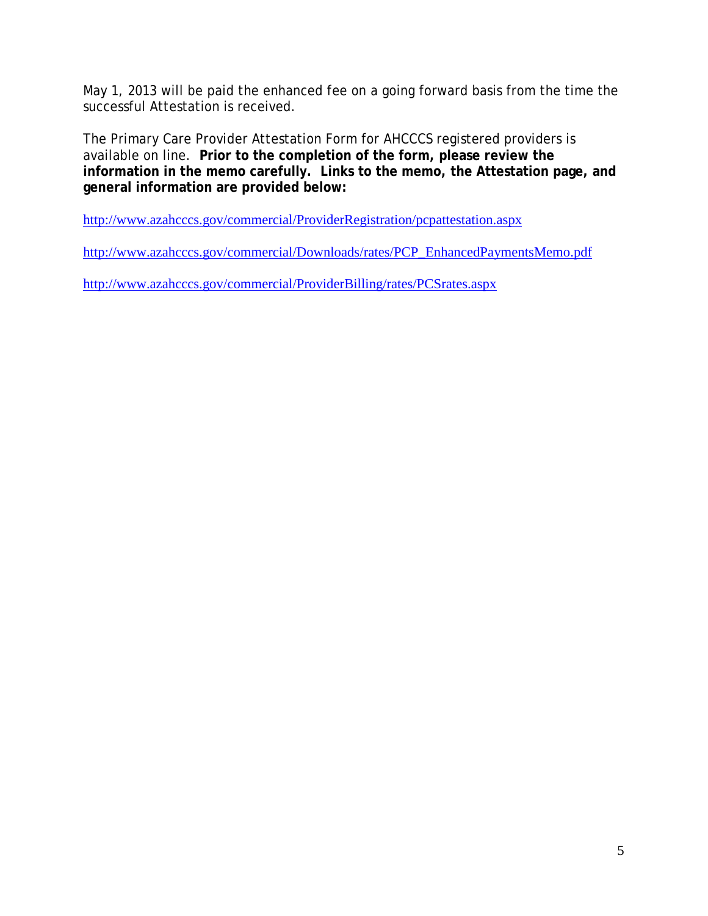May 1, 2013 will be paid the enhanced fee on a going forward basis from the time the successful Attestation is received.

The Primary Care Provider Attestation Form for AHCCCS registered providers is available on line. **Prior to the completion of the form, please review the information in the memo carefully. Links to the memo, the Attestation page, and general information are provided below:**

http://www.azahcccs.gov/commercial/ProviderRegistration/pcpattestation.aspx

http://www.azahcccs.gov/commercial/Downloads/rates/PCP_EnhancedPaymentsMemo.pdf

http://www.azahcccs.gov/commercial/ProviderBilling/rates/PCSrates.aspx